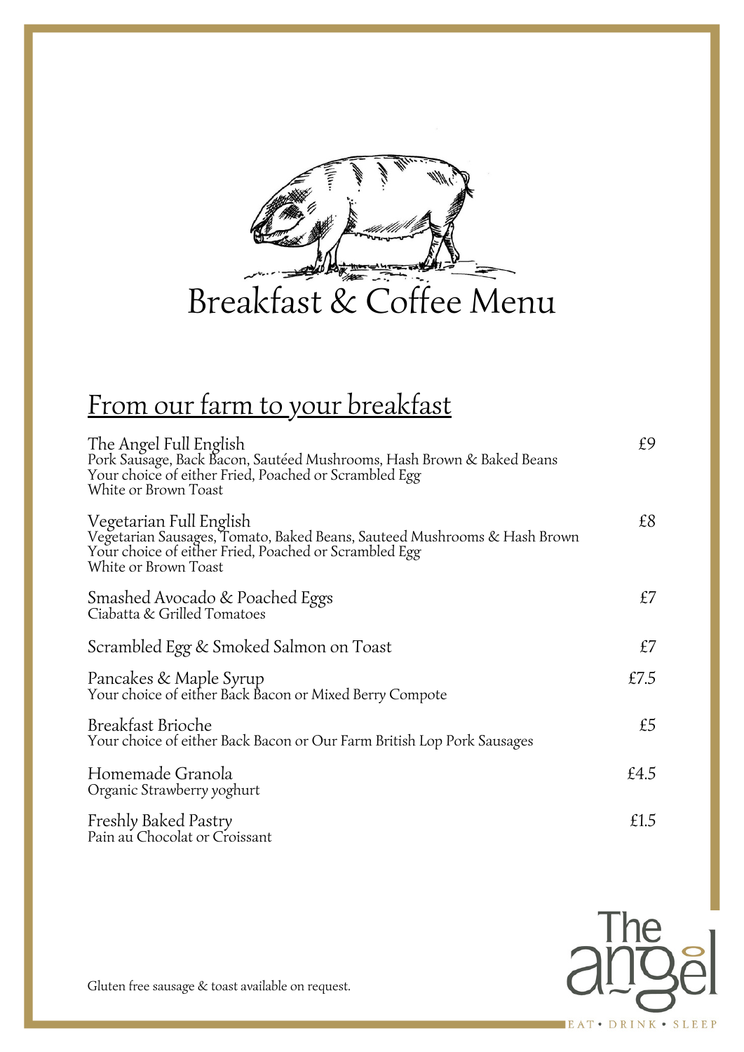# Breakfast & Coffee Menu

## From our farm to your breakfast

**The Angel Full English** — £9
Pork Sausage, Back Bacon, Sautéed Mushrooms, Hash Brown & Baked Beans
Your choice of either Fried, Poached or Scrambled Egg
White or Brown Toast

**Vegetarian Full English** — £8
Vegetarian Sausages, Tomato, Baked Beans, Sauteed Mushrooms & Hash Brown
Your choice of either Fried, Poached or Scrambled Egg
White or Brown Toast

**Smashed Avocado & Poached Eggs** — £7
Ciabatta & Grilled Tomatoes

**Scrambled Egg & Smoked Salmon on Toast** — £7

**Pancakes & Maple Syrup** — £7.5
Your choice of either Back Bacon or Mixed Berry Compote

**Breakfast Brioche** — £5
Your choice of either Back Bacon or Our Farm British Lop Pork Sausages

**Homemade Granola** — £4.5
Organic Strawberry yoghurt

**Freshly Baked Pastry** — £1.5
Pain au Chocolat or Croissant

Gluten free sausage & toast available on request.

The angel
EAT • DRINK • SLEEP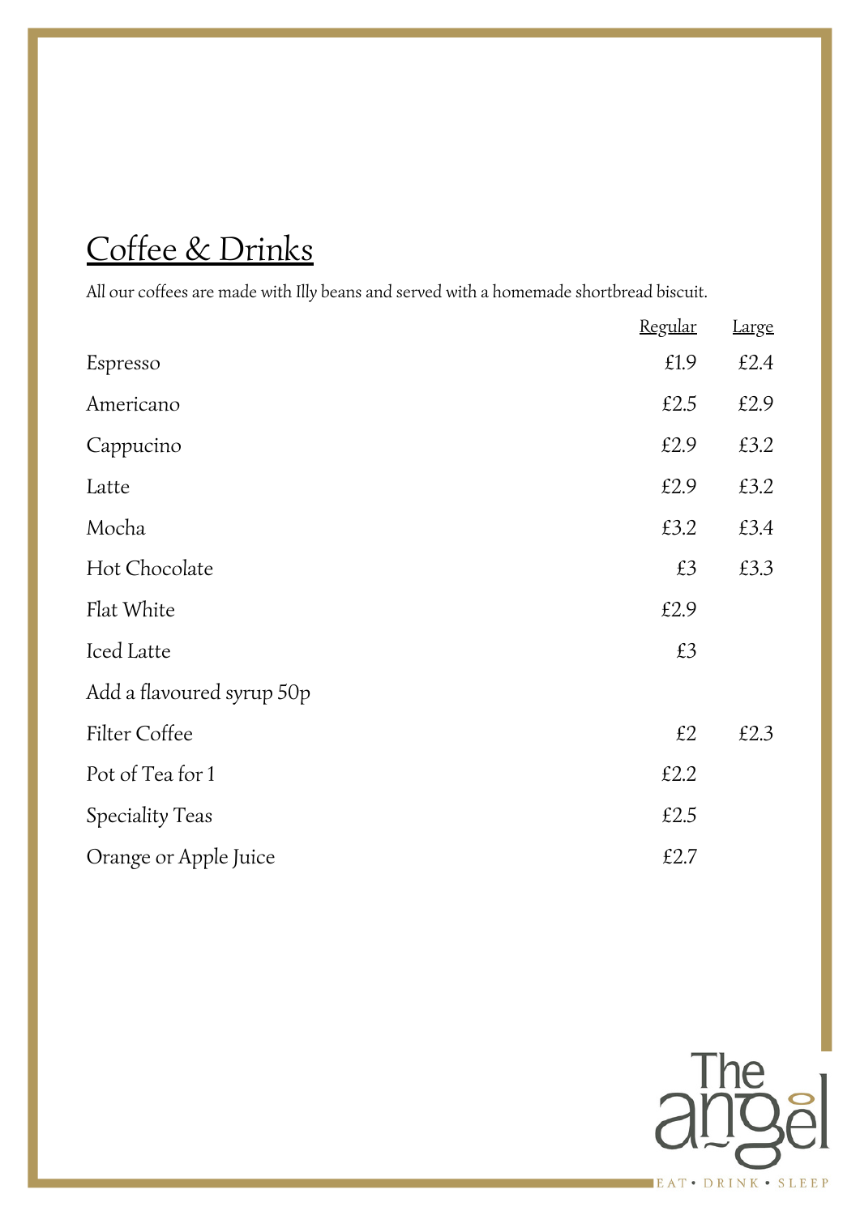## Coffee & Drinks

All our coffees are made with Illy beans and served with a homemade shortbread biscuit.

| | Regular | Large |
|---|---|---|
| Espresso | £1.9 | £2.4 |
| Americano | £2.5 | £2.9 |
| Cappucino | £2.9 | £3.2 |
| Latte | £2.9 | £3.2 |
| Mocha | £3.2 | £3.4 |
| Hot Chocolate | £3 | £3.3 |
| Flat White | £2.9 | |
| Iced Latte | £3 | |
| Add a flavoured syrup 50p | | |
| Filter Coffee | £2 | £2.3 |
| Pot of Tea for 1 | £2.2 | |
| Speciality Teas | £2.5 | |
| Orange or Apple Juice | £2.7 | |

The angel

EAT • DRINK • SLEEP